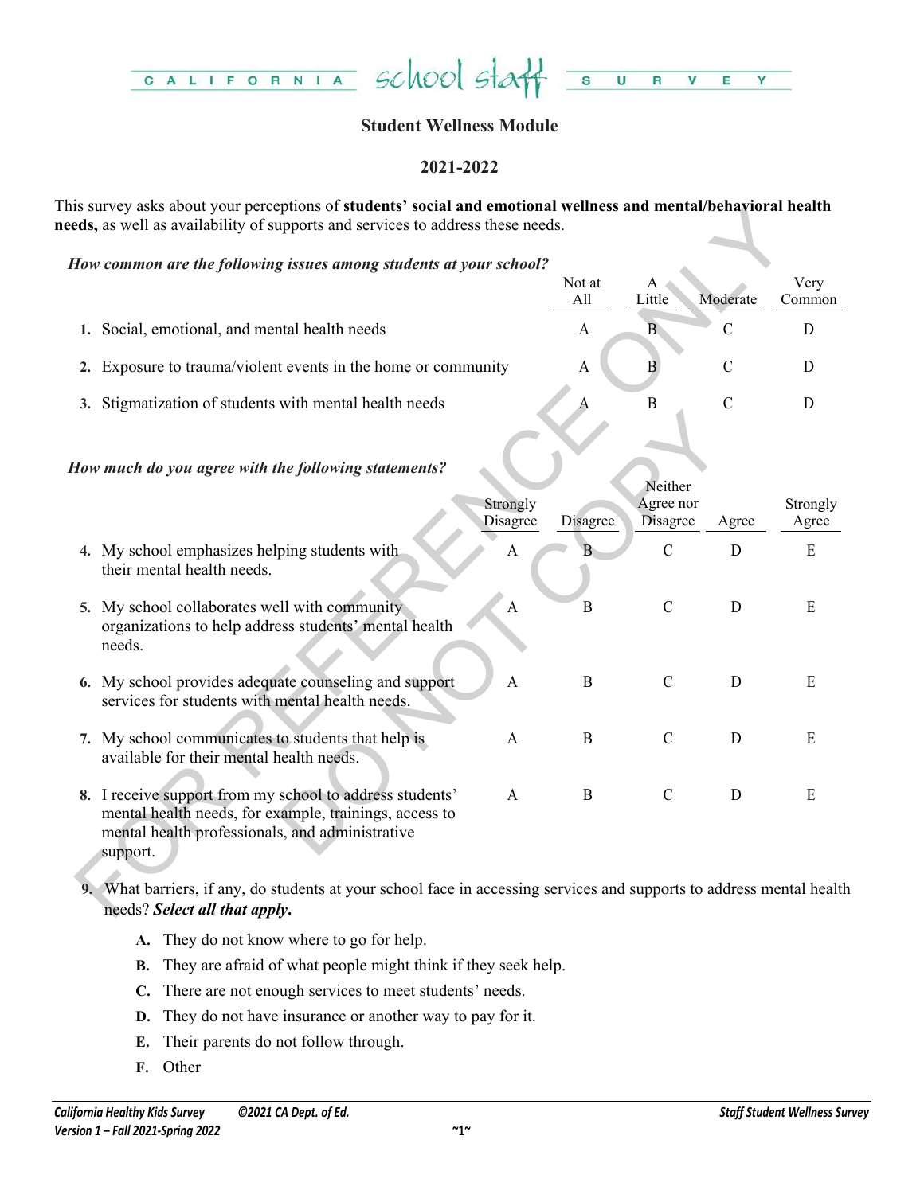# CALIFORNIA school staff SURVEY

## Student Wellness Module

## 2021-2022

This survey asks about your perceptions of **students' social and emotional wellness and mental/behavioral health needs,** as well as availability of supports and services to address these needs.

***How common are the following issues among students at your school?***

| | Not at All | A Little | Moderate | Very Common |
|---|---|---|---|---|
| **1.** Social, emotional, and mental health needs | A | B | C | D |
| **2.** Exposure to trauma/violent events in the home or community | A | B | C | D |
| **3.** Stigmatization of students with mental health needs | A | B | C | D |

***How much do you agree with the following statements?***

| | Strongly Disagree | Disagree | Neither Agree nor Disagree | Agree | Strongly Agree |
|---|---|---|---|---|---|
| **4.** My school emphasizes helping students with their mental health needs. | A | B | C | D | E |
| **5.** My school collaborates well with community organizations to help address students' mental health needs. | A | B | C | D | E |
| **6.** My school provides adequate counseling and support services for students with mental health needs. | A | B | C | D | E |
| **7.** My school communicates to students that help is available for their mental health needs. | A | B | C | D | E |
| **8.** I receive support from my school to address students' mental health needs, for example, trainings, access to mental health professionals, and administrative support. | A | B | C | D | E |

**9.** What barriers, if any, do students at your school face in accessing services and supports to address mental health needs? ***Select all that apply.***

- **A.** They do not know where to go for help.
- **B.** They are afraid of what people might think if they seek help.
- **C.** There are not enough services to meet students' needs.
- **D.** They do not have insurance or another way to pay for it.
- **E.** Their parents do not follow through.
- **F.** Other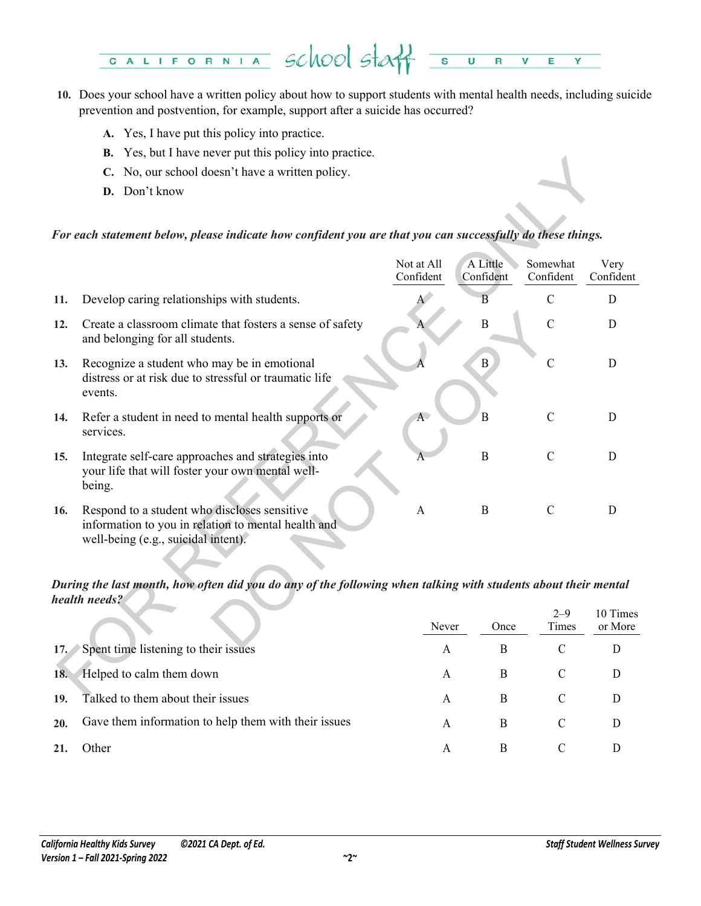**10.** Does your school have a written policy about how to support students with mental health needs, including suicide prevention and postvention, for example, support after a suicide has occurred?

- **A.** Yes, I have put this policy into practice.
- **B.** Yes, but I have never put this policy into practice.
- **C.** No, our school doesn't have a written policy.
- **D.** Don't know

***For each statement below, please indicate how confident you are that you can successfully do these things.***

| | | Not at All Confident | A Little Confident | Somewhat Confident | Very Confident |
|---|---|---|---|---|---|
| **11.** | Develop caring relationships with students. | A | B | C | D |
| **12.** | Create a classroom climate that fosters a sense of safety and belonging for all students. | A | B | C | D |
| **13.** | Recognize a student who may be in emotional distress or at risk due to stressful or traumatic life events. | A | B | C | D |
| **14.** | Refer a student in need to mental health supports or services. | A | B | C | D |
| **15.** | Integrate self-care approaches and strategies into your life that will foster your own mental well-being. | A | B | C | D |
| **16.** | Respond to a student who discloses sensitive information to you in relation to mental health and well-being (e.g., suicidal intent). | A | B | C | D |

***During the last month, how often did you do any of the following when talking with students about their mental health needs?***

| | | Never | Once | 2–9 Times | 10 Times or More |
|---|---|---|---|---|---|
| **17.** | Spent time listening to their issues | A | B | C | D |
| **18.** | Helped to calm them down | A | B | C | D |
| **19.** | Talked to them about their issues | A | B | C | D |
| **20.** | Gave them information to help them with their issues | A | B | C | D |
| **21.** | Other | A | B | C | D |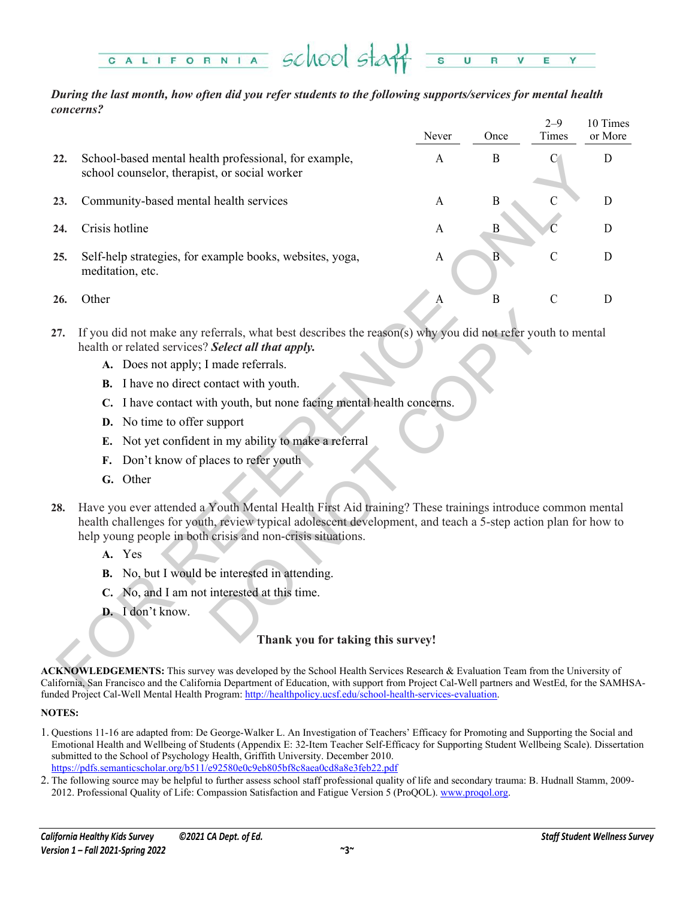*During the last month, how often did you refer students to the following supports/services for mental health concerns?*

| | | Never | Once | 2–9 Times | 10 Times or More |
|---|---|---|---|---|---|
| **22.** | School-based mental health professional, for example, school counselor, therapist, or social worker | A | B | C | D |
| **23.** | Community-based mental health services | A | B | C | D |
| **24.** | Crisis hotline | A | B | C | D |
| **25.** | Self-help strategies, for example books, websites, yoga, meditation, etc. | A | B | C | D |
| **26.** | Other | A | B | C | D |

**27.** If you did not make any referrals, what best describes the reason(s) why you did not refer youth to mental health or related services? ***Select all that apply.***

- **A.** Does not apply; I made referrals.
- **B.** I have no direct contact with youth.
- **C.** I have contact with youth, but none facing mental health concerns.
- **D.** No time to offer support
- **E.** Not yet confident in my ability to make a referral
- **F.** Don't know of places to refer youth
- **G.** Other

**28.** Have you ever attended a Youth Mental Health First Aid training? These trainings introduce common mental health challenges for youth, review typical adolescent development, and teach a 5-step action plan for how to help young people in both crisis and non-crisis situations.

- **A.** Yes
- **B.** No, but I would be interested in attending.
- **C.** No, and I am not interested at this time.
- **D.** I don't know.

**Thank you for taking this survey!**

**ACKNOWLEDGEMENTS:** This survey was developed by the School Health Services Research & Evaluation Team from the University of California, San Francisco and the California Department of Education, with support from Project Cal-Well partners and WestEd, for the SAMHSA-funded Project Cal-Well Mental Health Program: http://healthpolicy.ucsf.edu/school-health-services-evaluation.

**NOTES:**

1. Questions 11-16 are adapted from: De George-Walker L. An Investigation of Teachers' Efficacy for Promoting and Supporting the Social and Emotional Health and Wellbeing of Students (Appendix E: 32-Item Teacher Self-Efficacy for Supporting Student Wellbeing Scale). Dissertation submitted to the School of Psychology Health, Griffith University. December 2010. https://pdfs.semanticscholar.org/b511/e92580e0c9eb805bf8c8aea0cd8a8e3feb22.pdf
2. The following source may be helpful to further assess school staff professional quality of life and secondary trauma: B. Hudnall Stamm, 2009-2012. Professional Quality of Life: Compassion Satisfaction and Fatigue Version 5 (ProQOL). www.proqol.org.